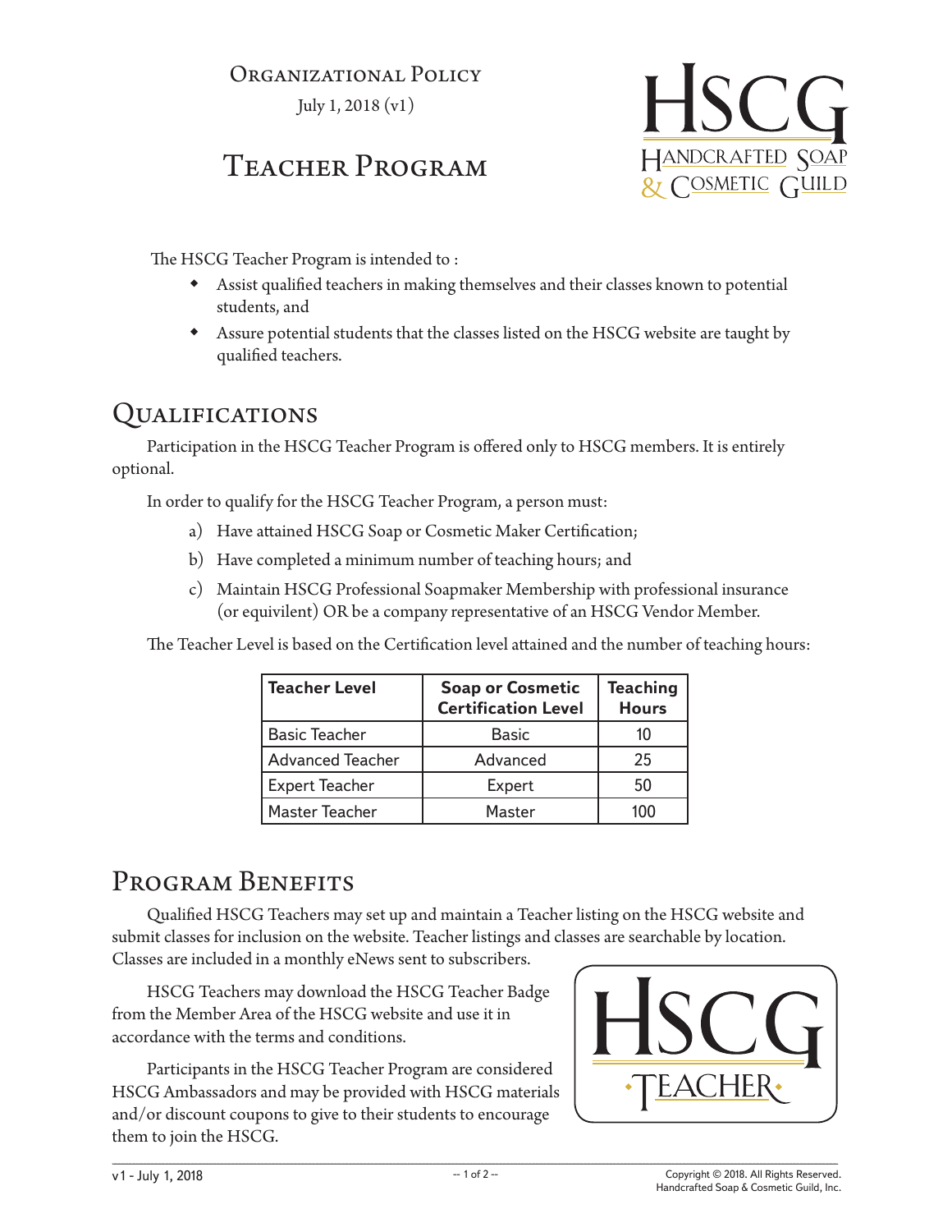Organizational Policy

July 1, 2018 (v1)

# Teacher Program

The HSCG Teacher Program is intended to :

- Assist qualified teachers in making themselves and their classes known to potential students, and
- Assure potential students that the classes listed on the HSCG website are taught by qualified teachers.

## Qualifications

Participation in the HSCG Teacher Program is offered only to HSCG members. It is entirely optional.

In order to qualify for the HSCG Teacher Program, a person must:

a) Have attained HSCG Soap or Cosmetic Maker Certification;

b) Have completed a minimum number of teaching hours; and

c) Maintain HSCG Professional Soapmaker Membership with professional insurance (or equivilent) OR be a company representative of an HSCG Vendor Member.

The Teacher Level is based on the Certification level attained and the number of teaching hours:

| Teacher Level | Soap or Cosmetic Certification Level | Teaching Hours |
|---|---|---|
| Basic Teacher | Basic | 10 |
| Advanced Teacher | Advanced | 25 |
| Expert Teacher | Expert | 50 |
| Master Teacher | Master | 100 |

## Program Benefits

Qualified HSCG Teachers may set up and maintain a Teacher listing on the HSCG website and submit classes for inclusion on the website. Teacher listings and classes are searchable by location. Classes are included in a monthly eNews sent to subscribers.

HSCG Teachers may download the HSCG Teacher Badge from the Member Area of the HSCG website and use it in accordance with the terms and conditions.

Participants in the HSCG Teacher Program are considered HSCG Ambassadors and may be provided with HSCG materials and/or discount coupons to give to their students to encourage them to join the HSCG.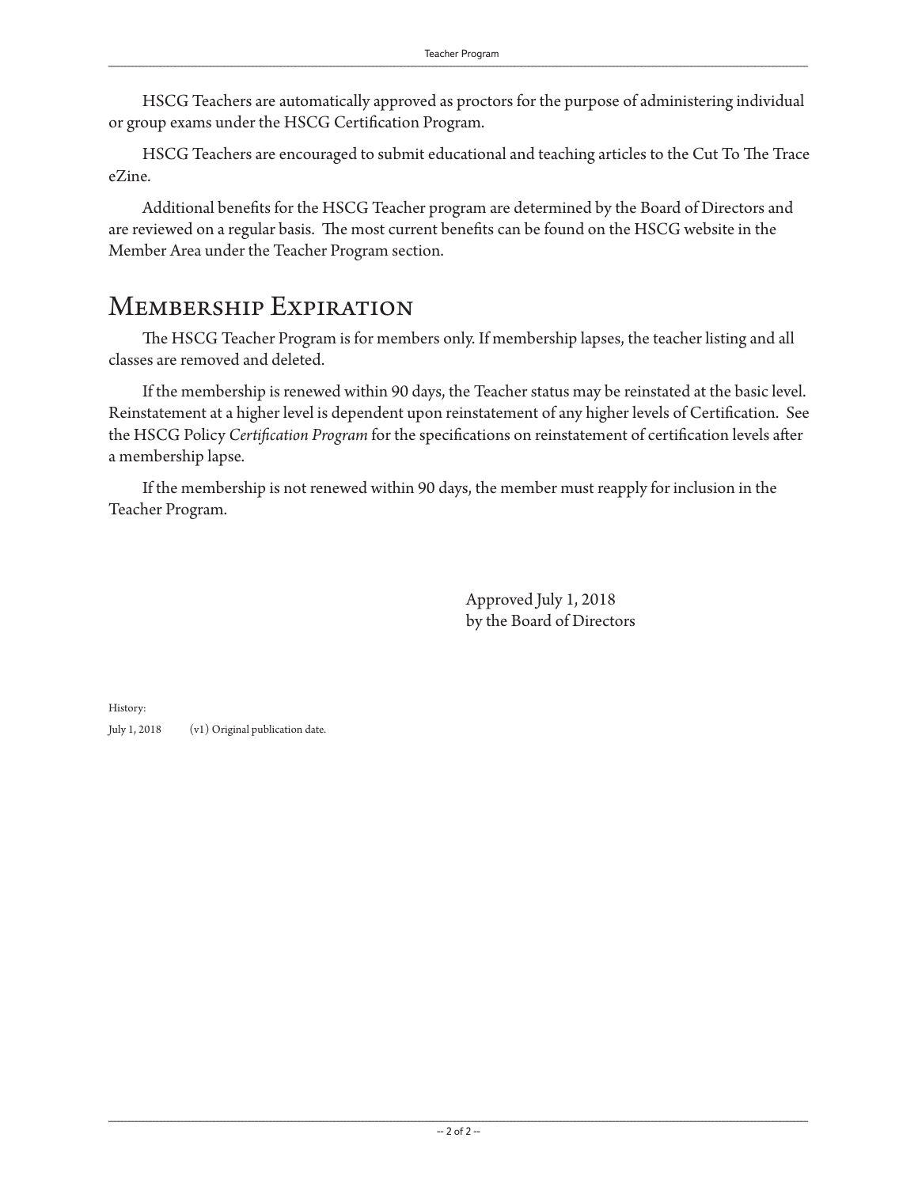HSCG Teachers are automatically approved as proctors for the purpose of administering individual or group exams under the HSCG Certification Program.

HSCG Teachers are encouraged to submit educational and teaching articles to the Cut To The Trace eZine.

Additional benefits for the HSCG Teacher program are determined by the Board of Directors and are reviewed on a regular basis. The most current benefits can be found on the HSCG website in the Member Area under the Teacher Program section.

## Membership Expiration

The HSCG Teacher Program is for members only. If membership lapses, the teacher listing and all classes are removed and deleted.

If the membership is renewed within 90 days, the Teacher status may be reinstated at the basic level. Reinstatement at a higher level is dependent upon reinstatement of any higher levels of Certification. See the HSCG Policy *Certification Program* for the specifications on reinstatement of certification levels after a membership lapse.

If the membership is not renewed within 90 days, the member must reapply for inclusion in the Teacher Program.

Approved July 1, 2018
by the Board of Directors

History:

July 1, 2018 (v1) Original publication date.